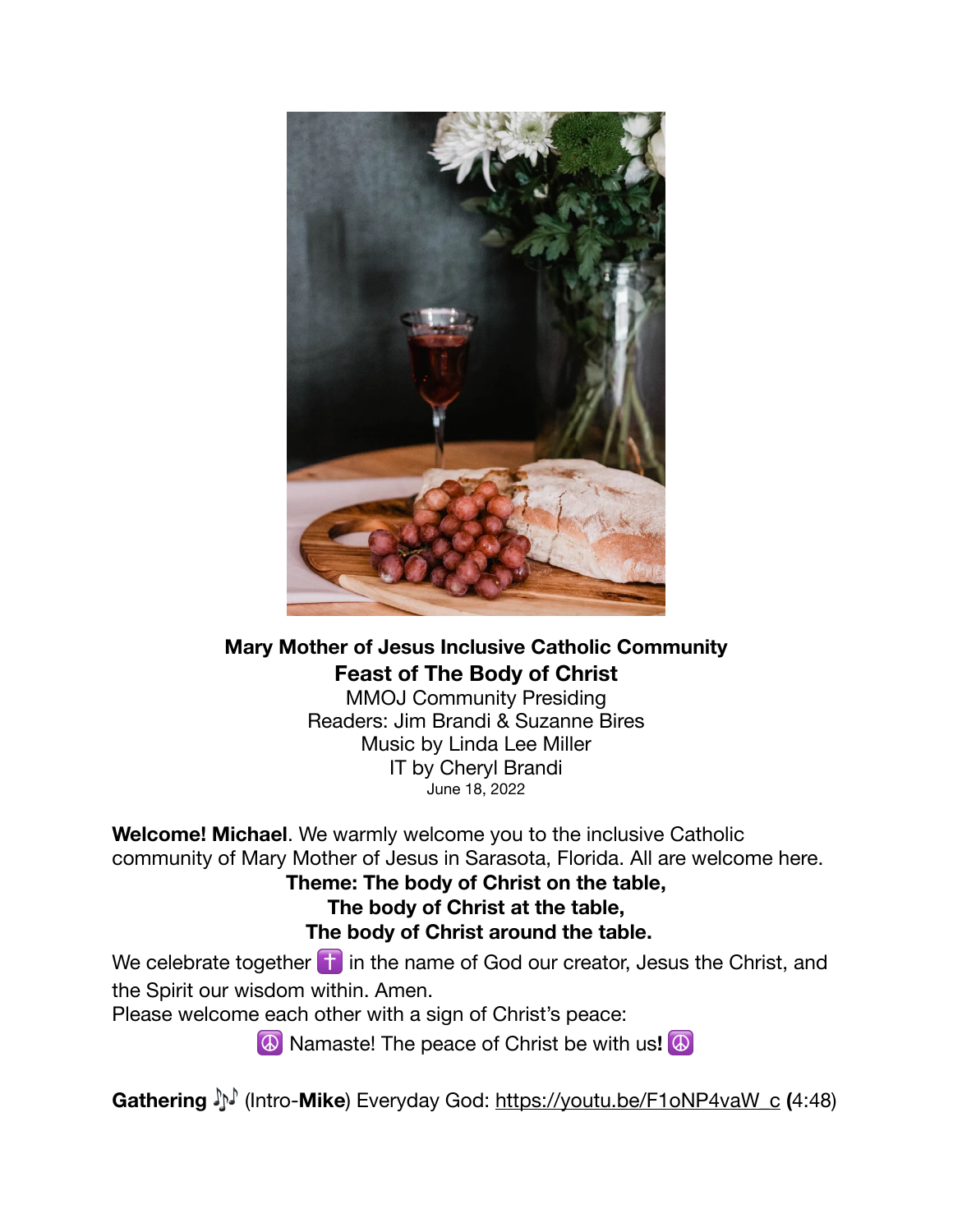**Mary Mother of Jesus Inclusive Catholic Community**

**Feast of The Body of Christ**

MMOJ Community Presiding
Readers: Jim Brandi & Suzanne Bires
Music by Linda Lee Miller
IT by Cheryl Brandi
June 18, 2022

**Welcome! Michael**. We warmly welcome you to the inclusive Catholic community of Mary Mother of Jesus in Sarasota, Florida. All are welcome here.

**Theme: The body of Christ on the table,**
**The body of Christ at the table,**
**The body of Christ around the table.**

We celebrate together ✝️ in the name of God our creator, Jesus the Christ, and the Spirit our wisdom within. Amen.

Please welcome each other with a sign of Christ's peace:

☮️ Namaste! The peace of Christ be with us**!** ☮️

**Gathering** 🎶 (Intro-**Mike**) Everyday God: https://youtu.be/F1oNP4vaW_c **(**4:48)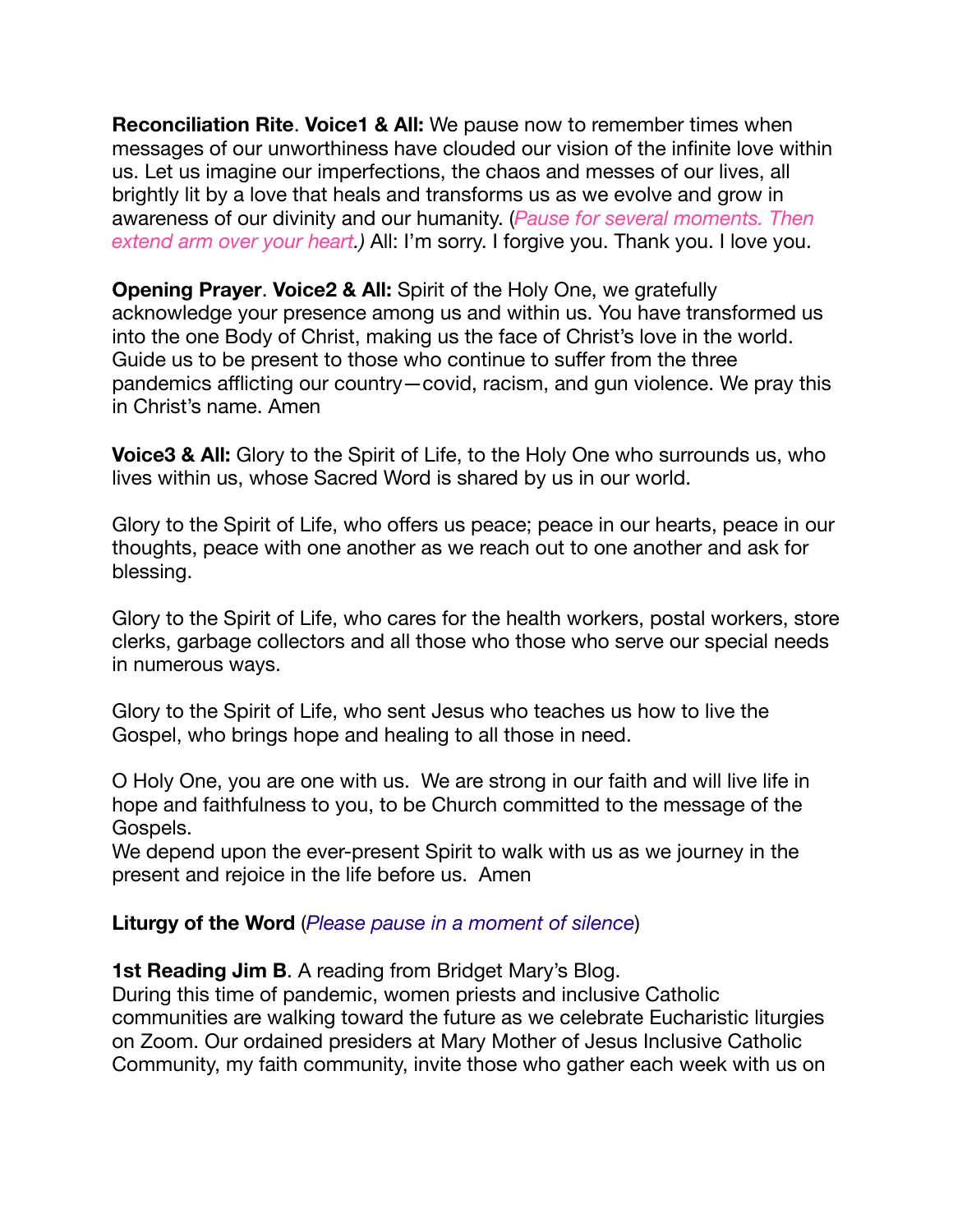**Reconciliation Rite**. **Voice1 & All:** We pause now to remember times when messages of our unworthiness have clouded our vision of the infinite love within us. Let us imagine our imperfections, the chaos and messes of our lives, all brightly lit by a love that heals and transforms us as we evolve and grow in awareness of our divinity and our humanity. (*Pause for several moments. Then extend arm over your heart.)* All: I'm sorry. I forgive you. Thank you. I love you.

**Opening Prayer**. **Voice2 & All:** Spirit of the Holy One, we gratefully acknowledge your presence among us and within us. You have transformed us into the one Body of Christ, making us the face of Christ's love in the world. Guide us to be present to those who continue to suffer from the three pandemics afflicting our country—covid, racism, and gun violence. We pray this in Christ's name. Amen

**Voice3 & All:** Glory to the Spirit of Life, to the Holy One who surrounds us, who lives within us, whose Sacred Word is shared by us in our world.

Glory to the Spirit of Life, who offers us peace; peace in our hearts, peace in our thoughts, peace with one another as we reach out to one another and ask for blessing.

Glory to the Spirit of Life, who cares for the health workers, postal workers, store clerks, garbage collectors and all those who those who serve our special needs in numerous ways.

Glory to the Spirit of Life, who sent Jesus who teaches us how to live the Gospel, who brings hope and healing to all those in need.

O Holy One, you are one with us. We are strong in our faith and will live life in hope and faithfulness to you, to be Church committed to the message of the Gospels.
We depend upon the ever-present Spirit to walk with us as we journey in the present and rejoice in the life before us. Amen

**Liturgy of the Word** (*Please pause in a moment of silence*)

**1st Reading Jim B**. A reading from Bridget Mary's Blog.
During this time of pandemic, women priests and inclusive Catholic communities are walking toward the future as we celebrate Eucharistic liturgies on Zoom. Our ordained presiders at Mary Mother of Jesus Inclusive Catholic Community, my faith community, invite those who gather each week with us on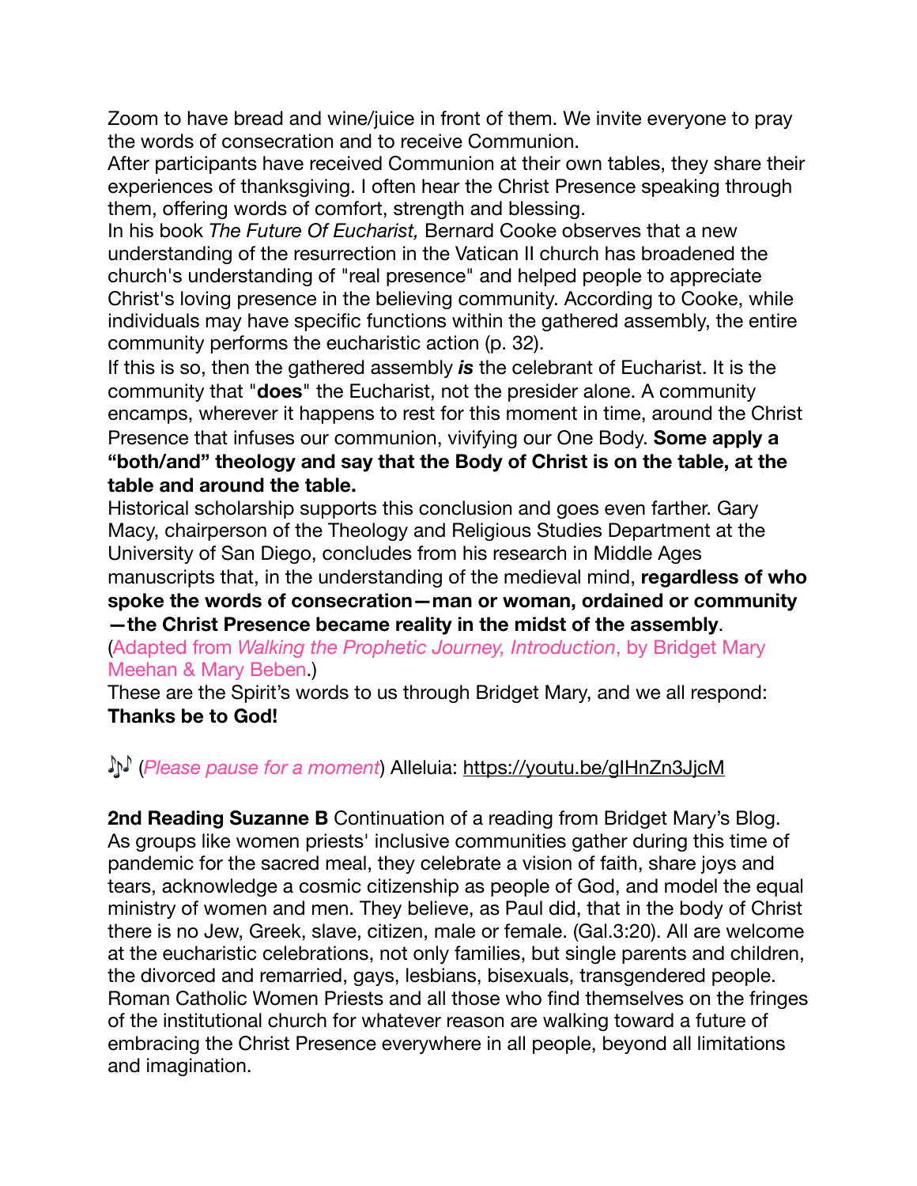Zoom to have bread and wine/juice in front of them. We invite everyone to pray the words of consecration and to receive Communion.

After participants have received Communion at their own tables, they share their experiences of thanksgiving. I often hear the Christ Presence speaking through them, offering words of comfort, strength and blessing.

In his book *The Future Of Eucharist,* Bernard Cooke observes that a new understanding of the resurrection in the Vatican II church has broadened the church's understanding of "real presence" and helped people to appreciate Christ's loving presence in the believing community. According to Cooke, while individuals may have specific functions within the gathered assembly, the entire community performs the eucharistic action (p. 32).

If this is so, then the gathered assembly ***is*** the celebrant of Eucharist. It is the community that "**does**" the Eucharist, not the presider alone. A community encamps, wherever it happens to rest for this moment in time, around the Christ Presence that infuses our communion, vivifying our One Body. **Some apply a "both/and" theology and say that the Body of Christ is on the table, at the table and around the table.**

Historical scholarship supports this conclusion and goes even farther. Gary Macy, chairperson of the Theology and Religious Studies Department at the University of San Diego, concludes from his research in Middle Ages manuscripts that, in the understanding of the medieval mind, **regardless of who spoke the words of consecration—man or woman, ordained or community—the Christ Presence became reality in the midst of the assembly**.

(Adapted from *Walking the Prophetic Journey, Introduction*, by Bridget Mary Meehan & Mary Beben.)

These are the Spirit's words to us through Bridget Mary, and we all respond: **Thanks be to God!**

🎶 (*Please pause for a moment*) Alleluia: https://youtu.be/gIHnZn3JjcM

**2nd Reading Suzanne B** Continuation of a reading from Bridget Mary's Blog. As groups like women priests' inclusive communities gather during this time of pandemic for the sacred meal, they celebrate a vision of faith, share joys and tears, acknowledge a cosmic citizenship as people of God, and model the equal ministry of women and men. They believe, as Paul did, that in the body of Christ there is no Jew, Greek, slave, citizen, male or female. (Gal.3:20). All are welcome at the eucharistic celebrations, not only families, but single parents and children, the divorced and remarried, gays, lesbians, bisexuals, transgendered people. Roman Catholic Women Priests and all those who find themselves on the fringes of the institutional church for whatever reason are walking toward a future of embracing the Christ Presence everywhere in all people, beyond all limitations and imagination.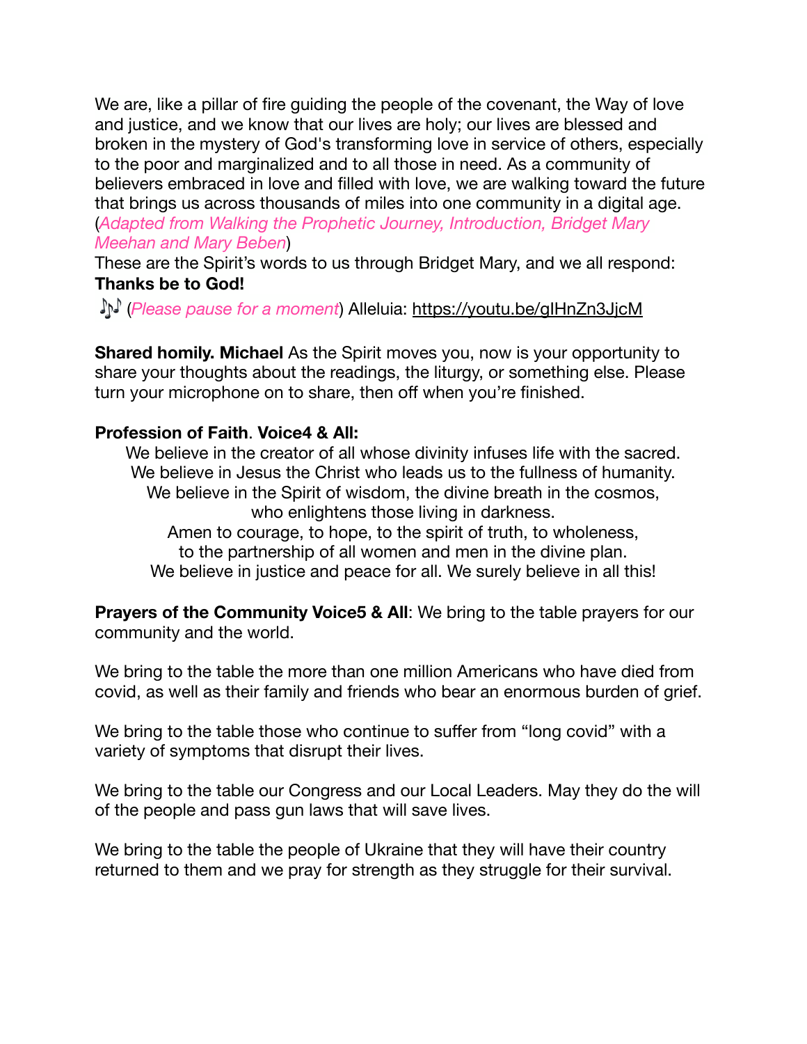We are, like a pillar of fire guiding the people of the covenant, the Way of love and justice, and we know that our lives are holy; our lives are blessed and broken in the mystery of God's transforming love in service of others, especially to the poor and marginalized and to all those in need. As a community of believers embraced in love and filled with love, we are walking toward the future that brings us across thousands of miles into one community in a digital age. (*Adapted from Walking the Prophetic Journey, Introduction, Bridget Mary Meehan and Mary Beben*)

These are the Spirit's words to us through Bridget Mary, and we all respond: **Thanks be to God!**

♪♪ (*Please pause for a moment*) Alleluia: https://youtu.be/gIHnZn3JjcM

**Shared homily. Michael** As the Spirit moves you, now is your opportunity to share your thoughts about the readings, the liturgy, or something else. Please turn your microphone on to share, then off when you're finished.

**Profession of Faith**. **Voice4 & All:**

We believe in the creator of all whose divinity infuses life with the sacred.
We believe in Jesus the Christ who leads us to the fullness of humanity.
We believe in the Spirit of wisdom, the divine breath in the cosmos,
who enlightens those living in darkness.
Amen to courage, to hope, to the spirit of truth, to wholeness,
to the partnership of all women and men in the divine plan.
We believe in justice and peace for all. We surely believe in all this!

**Prayers of the Community Voice5 & All**: We bring to the table prayers for our community and the world.

We bring to the table the more than one million Americans who have died from covid, as well as their family and friends who bear an enormous burden of grief.

We bring to the table those who continue to suffer from "long covid" with a variety of symptoms that disrupt their lives.

We bring to the table our Congress and our Local Leaders. May they do the will of the people and pass gun laws that will save lives.

We bring to the table the people of Ukraine that they will have their country returned to them and we pray for strength as they struggle for their survival.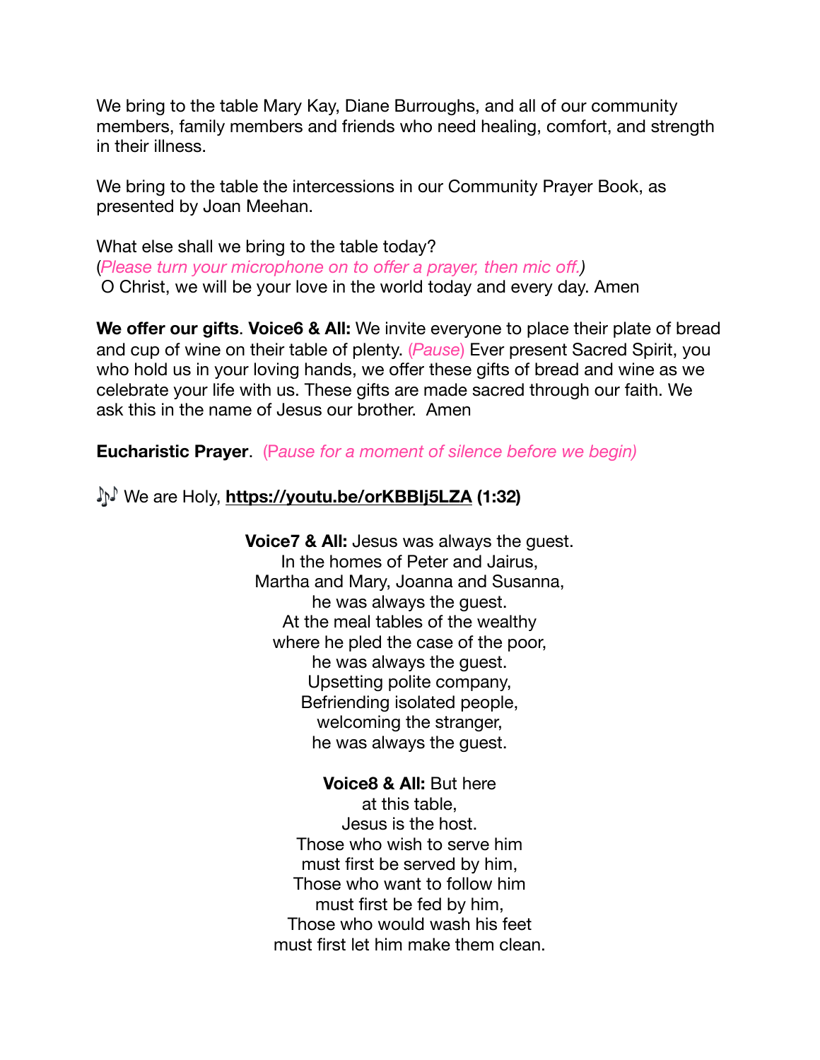We bring to the table Mary Kay, Diane Burroughs, and all of our community members, family members and friends who need healing, comfort, and strength in their illness.

We bring to the table the intercessions in our Community Prayer Book, as presented by Joan Meehan.

What else shall we bring to the table today?
(*Please turn your microphone on to offer a prayer, then mic off.)*
O Christ, we will be your love in the world today and every day. Amen

**We offer our gifts**. **Voice6 & All:** We invite everyone to place their plate of bread and cup of wine on their table of plenty. (*Pause*) Ever present Sacred Spirit, you who hold us in your loving hands, we offer these gifts of bread and wine as we celebrate your life with us. These gifts are made sacred through our faith. We ask this in the name of Jesus our brother. Amen

**Eucharistic Prayer**. (P*ause for a moment of silence before we begin)*

🎶 We are Holy, **https://youtu.be/orKBBIj5LZA** **(1:32)**

**Voice7 & All:** Jesus was always the guest.
In the homes of Peter and Jairus,
Martha and Mary, Joanna and Susanna,
he was always the guest.
At the meal tables of the wealthy
where he pled the case of the poor,
he was always the guest.
Upsetting polite company,
Befriending isolated people,
welcoming the stranger,
he was always the guest.

**Voice8 & All:** But here
at this table,
Jesus is the host.
Those who wish to serve him
must first be served by him,
Those who want to follow him
must first be fed by him,
Those who would wash his feet
must first let him make them clean.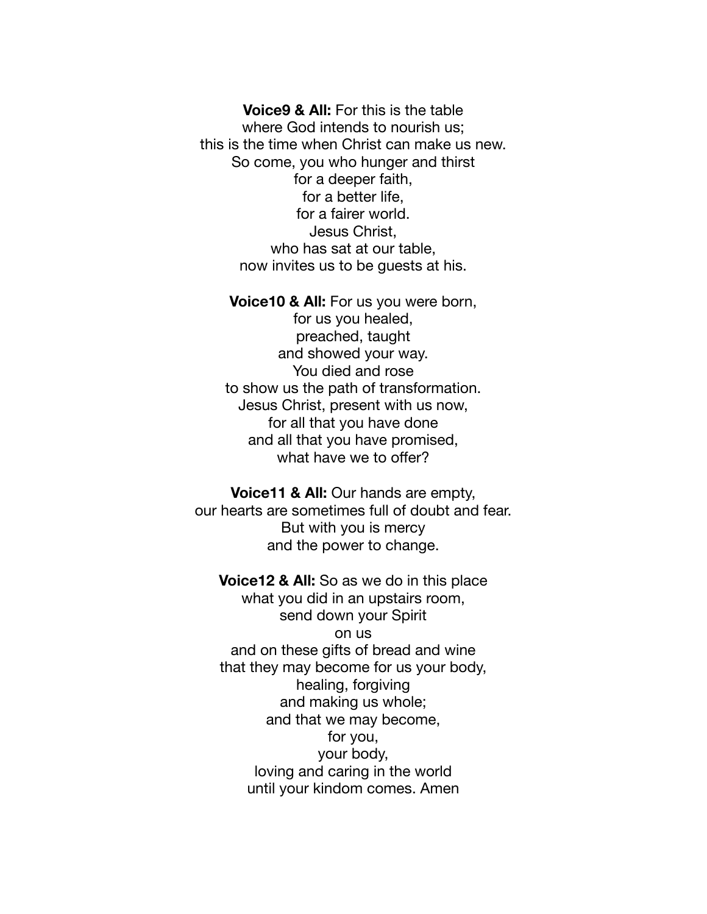**Voice9 & All:** For this is the table
where God intends to nourish us;
this is the time when Christ can make us new.
So come, you who hunger and thirst
for a deeper faith,
for a better life,
for a fairer world.
Jesus Christ,
who has sat at our table,
now invites us to be guests at his.

**Voice10 & All:** For us you were born,
for us you healed,
preached, taught
and showed your way.
You died and rose
to show us the path of transformation.
Jesus Christ, present with us now,
for all that you have done
and all that you have promised,
what have we to offer?

**Voice11 & All:** Our hands are empty,
our hearts are sometimes full of doubt and fear.
But with you is mercy
and the power to change.

**Voice12 & All:** So as we do in this place
what you did in an upstairs room,
send down your Spirit
on us
and on these gifts of bread and wine
that they may become for us your body,
healing, forgiving
and making us whole;
and that we may become,
for you,
your body,
loving and caring in the world
until your kindom comes. Amen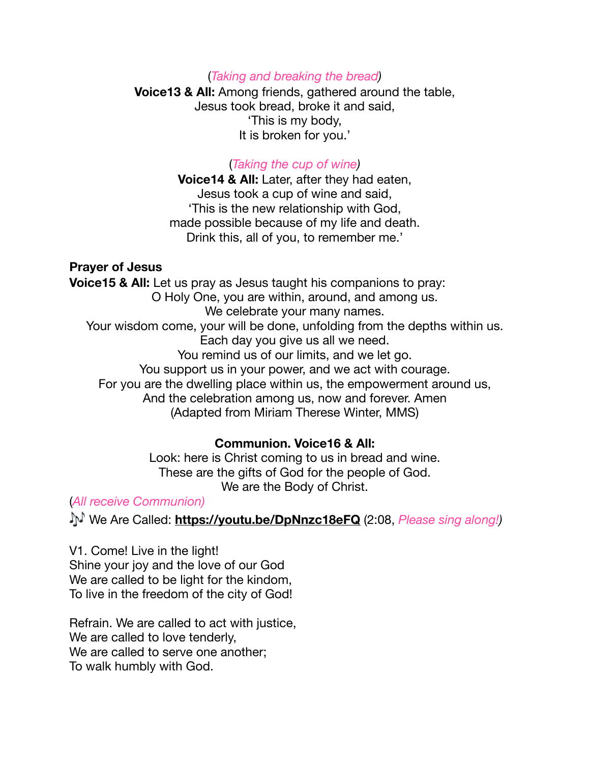(*Taking and breaking the bread)*

**Voice13 & All:** Among friends, gathered around the table,
Jesus took bread, broke it and said,
'This is my body,
It is broken for you.'

(*Taking the cup of wine)*

**Voice14 & All:** Later, after they had eaten,
Jesus took a cup of wine and said,
'This is the new relationship with God,
made possible because of my life and death.
Drink this, all of you, to remember me.'

**Prayer of Jesus**

**Voice15 & All:** Let us pray as Jesus taught his companions to pray:
O Holy One, you are within, around, and among us.
We celebrate your many names.
Your wisdom come, your will be done, unfolding from the depths within us.
Each day you give us all we need.
You remind us of our limits, and we let go.
You support us in your power, and we act with courage.
For you are the dwelling place within us, the empowerment around us,
And the celebration among us, now and forever. Amen
(Adapted from Miriam Therese Winter, MMS)

**Communion. Voice16 & All:**
Look: here is Christ coming to us in bread and wine.
These are the gifts of God for the people of God.
We are the Body of Christ.

(*All receive Communion)*

🎶 We Are Called: **https://youtu.be/DpNnzc18eFQ** (2:08, *Please sing along!)*

V1. Come! Live in the light!
Shine your joy and the love of our God
We are called to be light for the kindom,
To live in the freedom of the city of God!

Refrain. We are called to act with justice,
We are called to love tenderly,
We are called to serve one another;
To walk humbly with God.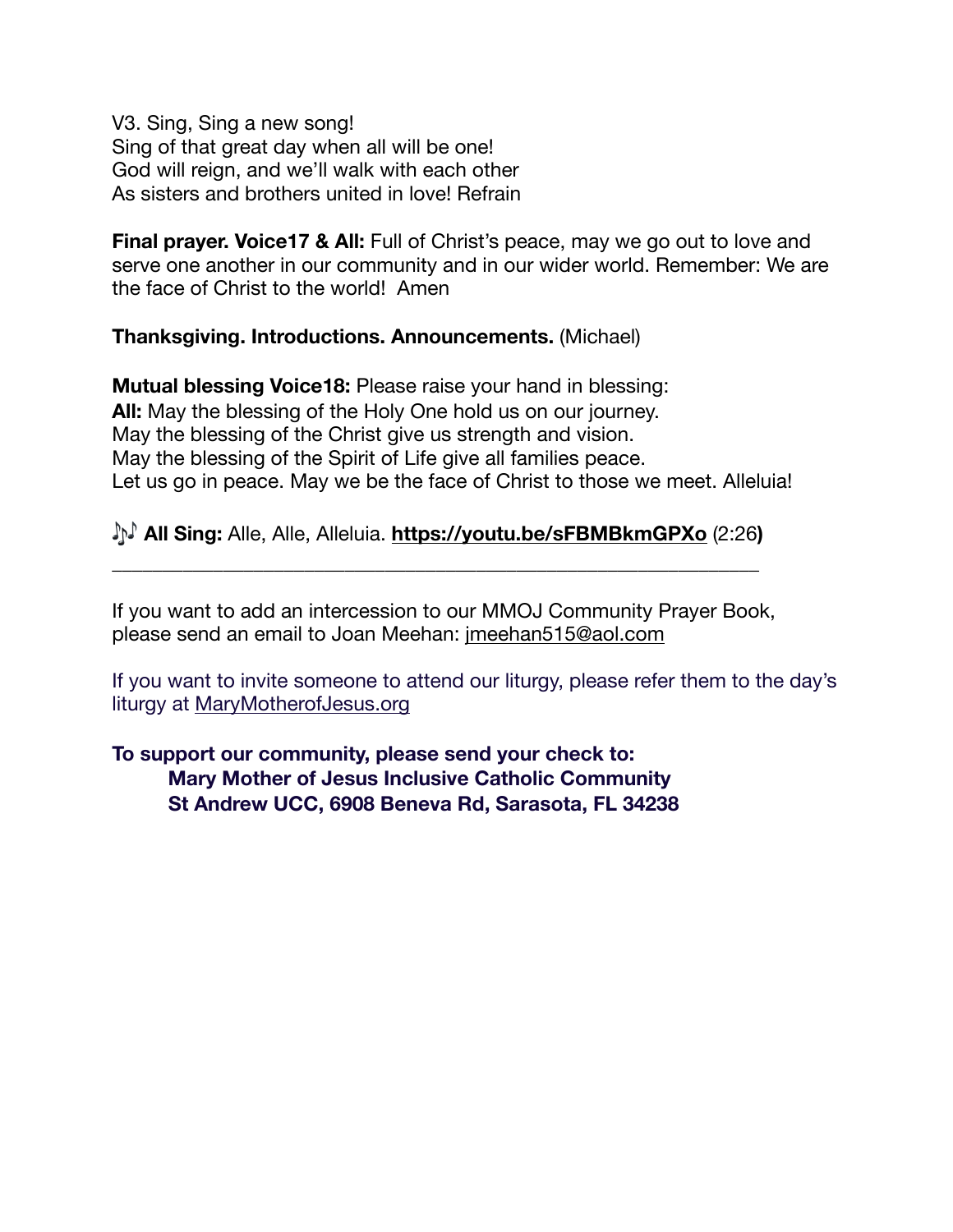V3. Sing, Sing a new song!
Sing of that great day when all will be one!
God will reign, and we'll walk with each other
As sisters and brothers united in love! Refrain

**Final prayer. Voice17 & All:** Full of Christ's peace, may we go out to love and serve one another in our community and in our wider world. Remember: We are the face of Christ to the world! Amen

**Thanksgiving. Introductions. Announcements.** (Michael)

**Mutual blessing Voice18:** Please raise your hand in blessing:
**All:** May the blessing of the Holy One hold us on our journey.
May the blessing of the Christ give us strength and vision.
May the blessing of the Spirit of Life give all families peace.
Let us go in peace. May we be the face of Christ to those we meet. Alleluia!

🎶 **All Sing:** Alle, Alle, Alleluia. **https://youtu.be/sFBMBkmGPXo** (2:26**)**

---

If you want to add an intercession to our MMOJ Community Prayer Book, please send an email to Joan Meehan: jmeehan515@aol.com

If you want to invite someone to attend our liturgy, please refer them to the day's liturgy at MaryMotherofJesus.org

**To support our community, please send your check to:**
**Mary Mother of Jesus Inclusive Catholic Community**
**St Andrew UCC, 6908 Beneva Rd, Sarasota, FL 34238**